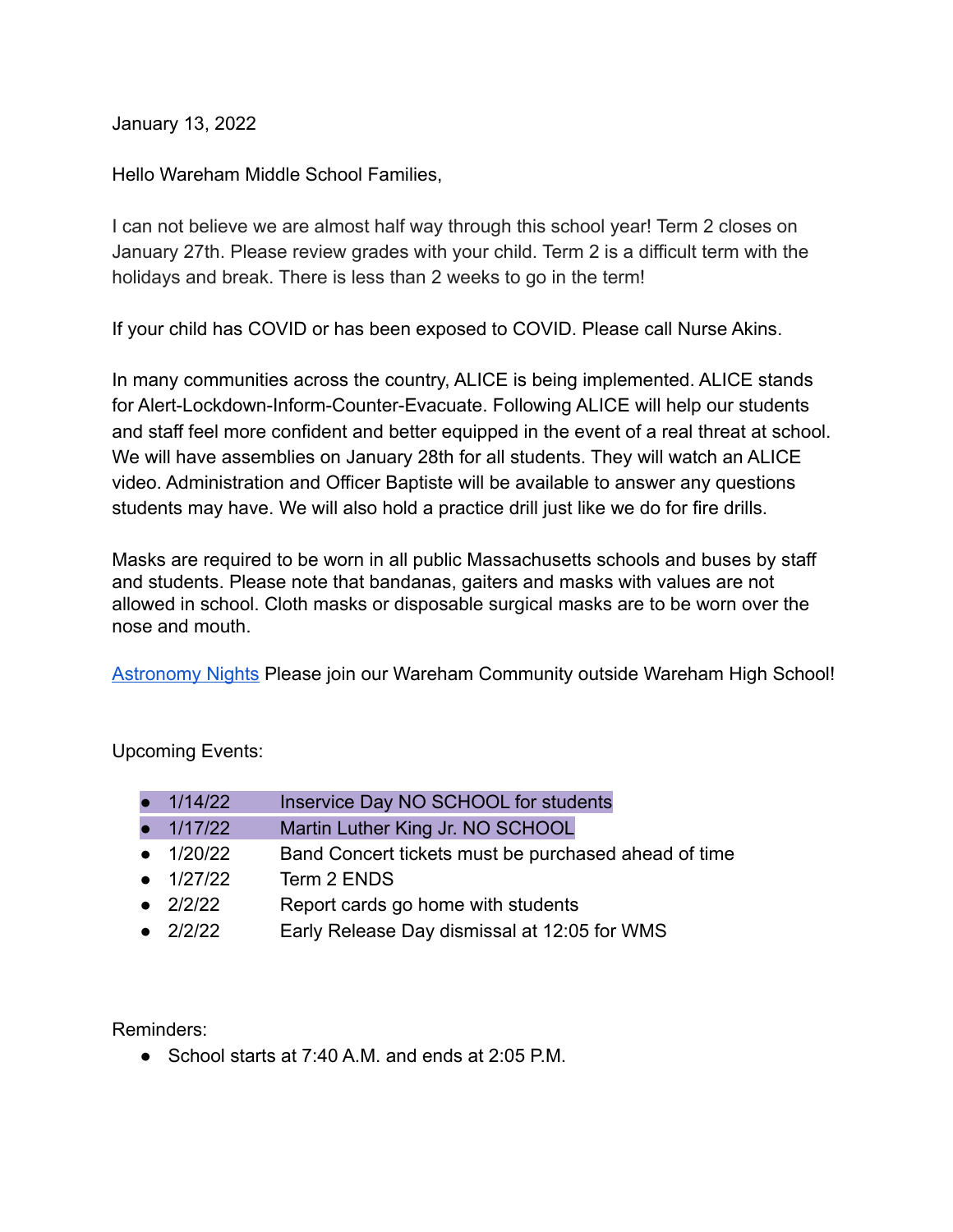January 13, 2022

Hello Wareham Middle School Families,

I can not believe we are almost half way through this school year! Term 2 closes on January 27th. Please review grades with your child. Term 2 is a difficult term with the holidays and break. There is less than 2 weeks to go in the term!

If your child has COVID or has been exposed to COVID. Please call Nurse Akins.

In many communities across the country, ALICE is being implemented. ALICE stands for Alert-Lockdown-Inform-Counter-Evacuate. Following ALICE will help our students and staff feel more confident and better equipped in the event of a real threat at school. We will have assemblies on January 28th for all students. They will watch an ALICE video. Administration and Officer Baptiste will be available to answer any questions students may have. We will also hold a practice drill just like we do for fire drills.

Masks are required to be worn in all public Massachusetts schools and buses by staff and students. Please note that bandanas, gaiters and masks with values are not allowed in school. Cloth masks or disposable surgical masks are to be worn over the nose and mouth.

Astronomy Nights Please join our Wareham Community outside Wareham High School!

Upcoming Events:

- 1/14/22 Inservice Day NO SCHOOL for students
- 1/17/22 Martin Luther King Jr. NO SCHOOL
- 1/20/22 Band Concert tickets must be purchased ahead of time
- 1/27/22 Term 2 ENDS
- 2/2/22 Report cards go home with students
- 2/2/22 Early Release Day dismissal at 12:05 for WMS

Reminders:

- School starts at 7:40 A.M. and ends at 2:05 P.M.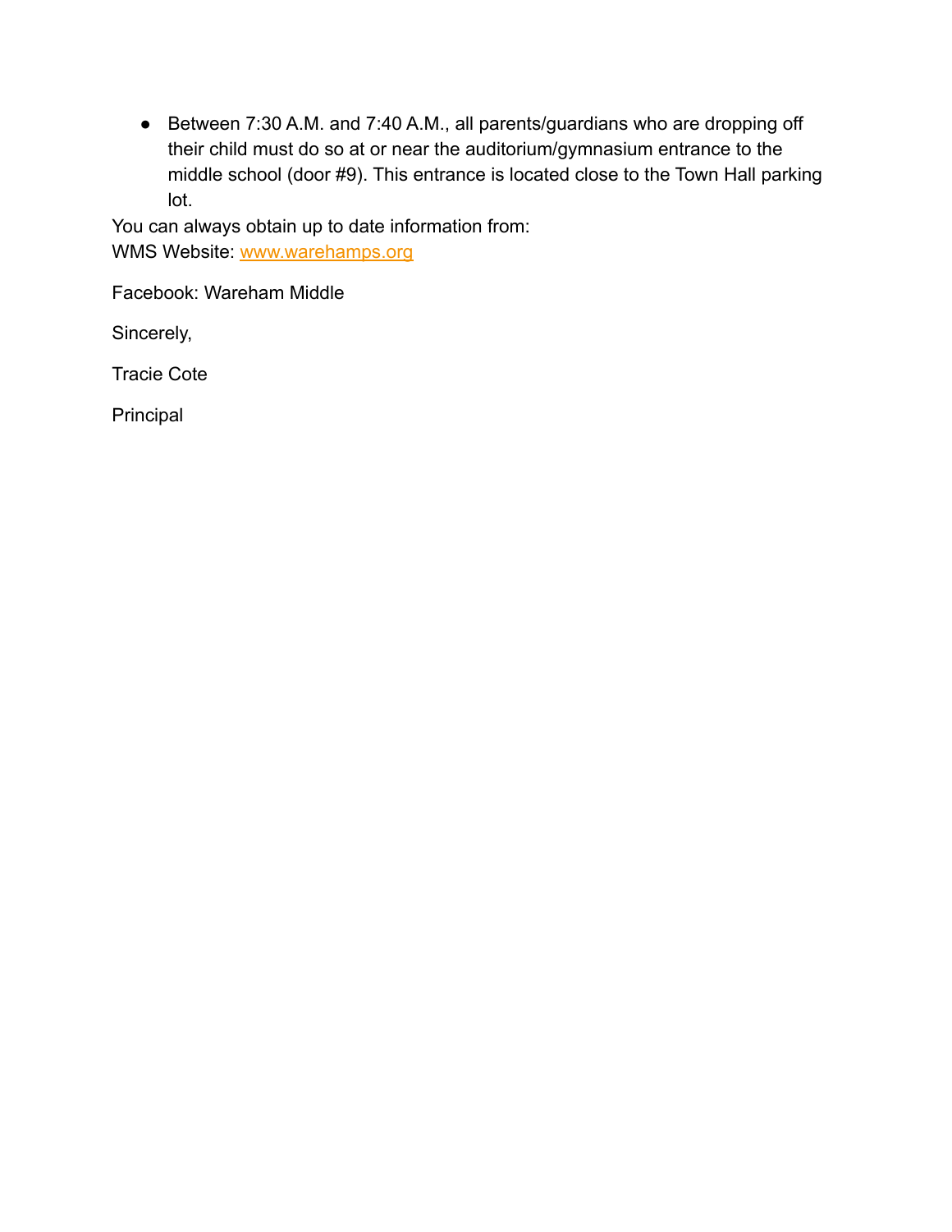- Between 7:30 A.M. and 7:40 A.M., all parents/guardians who are dropping off their child must do so at or near the auditorium/gymnasium entrance to the middle school (door #9). This entrance is located close to the Town Hall parking lot.

You can always obtain up to date information from:
WMS Website: [www.warehamps.org](http://www.warehamps.org)

Facebook: Wareham Middle

Sincerely,

Tracie Cote

Principal